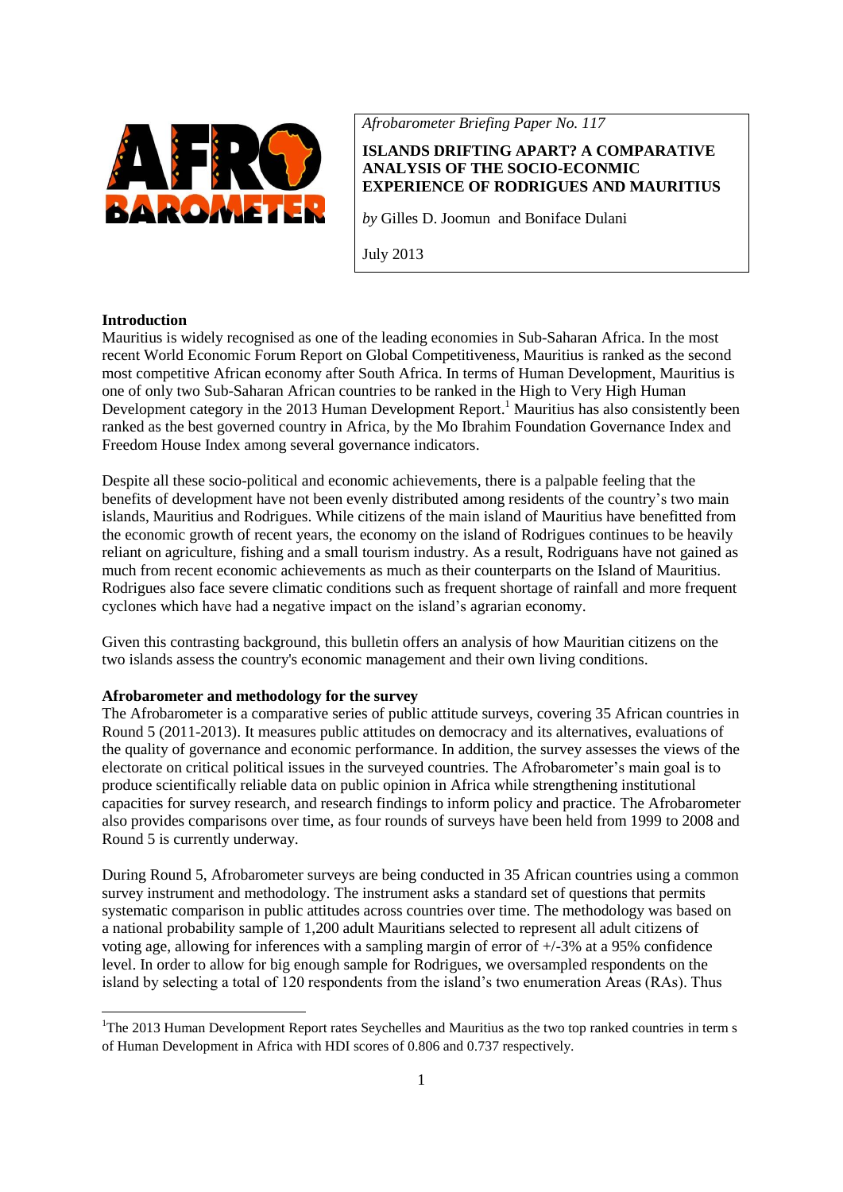*Afrobarometer Briefing Paper No. 117*

**ISLANDS DRIFTING APART? A COMPARATIVE ANALYSIS OF THE SOCIO-ECONMIC EXPERIENCE OF RODRIGUES AND MAURITIUS**

*by* Gilles D. Joomun and Boniface Dulani

July 2013

## Introduction

Mauritius is widely recognised as one of the leading economies in Sub-Saharan Africa. In the most recent World Economic Forum Report on Global Competitiveness, Mauritius is ranked as the second most competitive African economy after South Africa. In terms of Human Development, Mauritius is one of only two Sub-Saharan African countries to be ranked in the High to Very High Human Development category in the 2013 Human Development Report.[1] Mauritius has also consistently been ranked as the best governed country in Africa, by the Mo Ibrahim Foundation Governance Index and Freedom House Index among several governance indicators.

Despite all these socio-political and economic achievements, there is a palpable feeling that the benefits of development have not been evenly distributed among residents of the country's two main islands, Mauritius and Rodrigues. While citizens of the main island of Mauritius have benefitted from the economic growth of recent years, the economy on the island of Rodrigues continues to be heavily reliant on agriculture, fishing and a small tourism industry. As a result, Rodriguans have not gained as much from recent economic achievements as much as their counterparts on the Island of Mauritius. Rodrigues also face severe climatic conditions such as frequent shortage of rainfall and more frequent cyclones which have had a negative impact on the island's agrarian economy.

Given this contrasting background, this bulletin offers an analysis of how Mauritian citizens on the two islands assess the country's economic management and their own living conditions.

## Afrobarometer and methodology for the survey

The Afrobarometer is a comparative series of public attitude surveys, covering 35 African countries in Round 5 (2011-2013). It measures public attitudes on democracy and its alternatives, evaluations of the quality of governance and economic performance. In addition, the survey assesses the views of the electorate on critical political issues in the surveyed countries. The Afrobarometer's main goal is to produce scientifically reliable data on public opinion in Africa while strengthening institutional capacities for survey research, and research findings to inform policy and practice. The Afrobarometer also provides comparisons over time, as four rounds of surveys have been held from 1999 to 2008 and Round 5 is currently underway.

During Round 5, Afrobarometer surveys are being conducted in 35 African countries using a common survey instrument and methodology. The instrument asks a standard set of questions that permits systematic comparison in public attitudes across countries over time. The methodology was based on a national probability sample of 1,200 adult Mauritians selected to represent all adult citizens of voting age, allowing for inferences with a sampling margin of error of +/-3% at a 95% confidence level. In order to allow for big enough sample for Rodrigues, we oversampled respondents on the island by selecting a total of 120 respondents from the island's two enumeration Areas (RAs). Thus

---

[1] The 2013 Human Development Report rates Seychelles and Mauritius as the two top ranked countries in term s of Human Development in Africa with HDI scores of 0.806 and 0.737 respectively.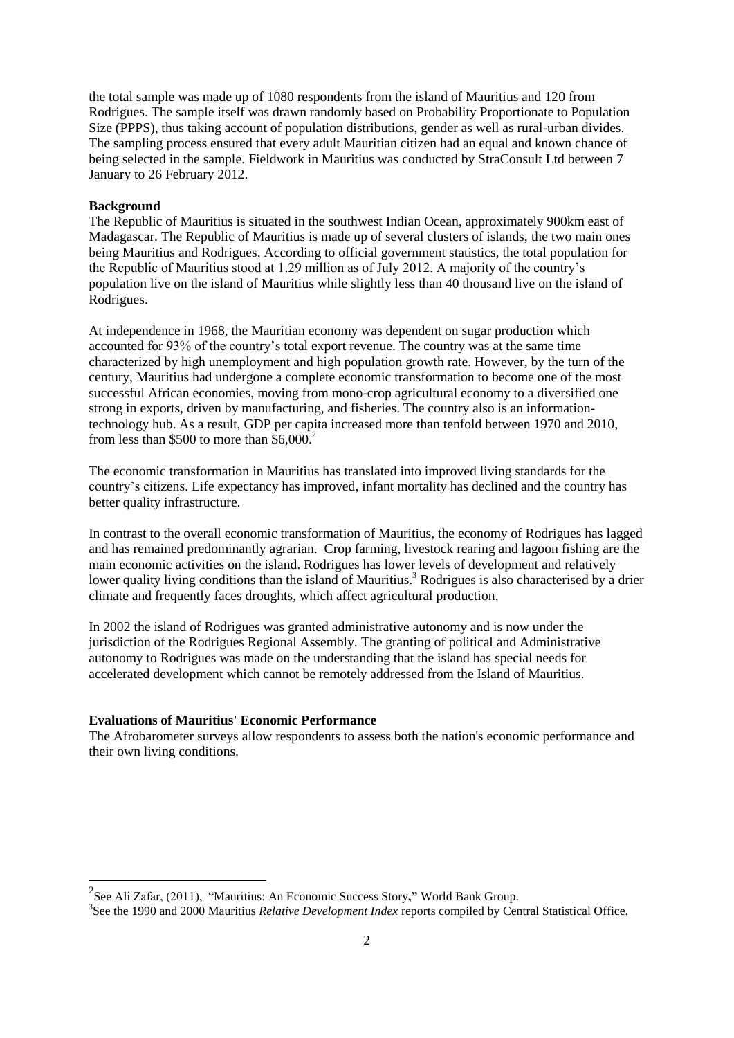the total sample was made up of 1080 respondents from the island of Mauritius and 120 from Rodrigues. The sample itself was drawn randomly based on Probability Proportionate to Population Size (PPPS), thus taking account of population distributions, gender as well as rural-urban divides. The sampling process ensured that every adult Mauritian citizen had an equal and known chance of being selected in the sample. Fieldwork in Mauritius was conducted by StraConsult Ltd between 7 January to 26 February 2012.

**Background**

The Republic of Mauritius is situated in the southwest Indian Ocean, approximately 900km east of Madagascar. The Republic of Mauritius is made up of several clusters of islands, the two main ones being Mauritius and Rodrigues. According to official government statistics, the total population for the Republic of Mauritius stood at 1.29 million as of July 2012. A majority of the country's population live on the island of Mauritius while slightly less than 40 thousand live on the island of Rodrigues.

At independence in 1968, the Mauritian economy was dependent on sugar production which accounted for 93% of the country's total export revenue. The country was at the same time characterized by high unemployment and high population growth rate. However, by the turn of the century, Mauritius had undergone a complete economic transformation to become one of the most successful African economies, moving from mono-crop agricultural economy to a diversified one strong in exports, driven by manufacturing, and fisheries. The country also is an information-technology hub. As a result, GDP per capita increased more than tenfold between 1970 and 2010, from less than $500 to more than $6,000.[2]

The economic transformation in Mauritius has translated into improved living standards for the country's citizens. Life expectancy has improved, infant mortality has declined and the country has better quality infrastructure.

In contrast to the overall economic transformation of Mauritius, the economy of Rodrigues has lagged and has remained predominantly agrarian. Crop farming, livestock rearing and lagoon fishing are the main economic activities on the island. Rodrigues has lower levels of development and relatively lower quality living conditions than the island of Mauritius.[3] Rodrigues is also characterised by a drier climate and frequently faces droughts, which affect agricultural production.

In 2002 the island of Rodrigues was granted administrative autonomy and is now under the jurisdiction of the Rodrigues Regional Assembly. The granting of political and Administrative autonomy to Rodrigues was made on the understanding that the island has special needs for accelerated development which cannot be remotely addressed from the Island of Mauritius.

**Evaluations of Mauritius' Economic Performance**

The Afrobarometer surveys allow respondents to assess both the nation's economic performance and their own living conditions.

---

[2] See Ali Zafar, (2011), "Mauritius: An Economic Success Story**,"** World Bank Group.

[3] See the 1990 and 2000 Mauritius *Relative Development Index* reports compiled by Central Statistical Office.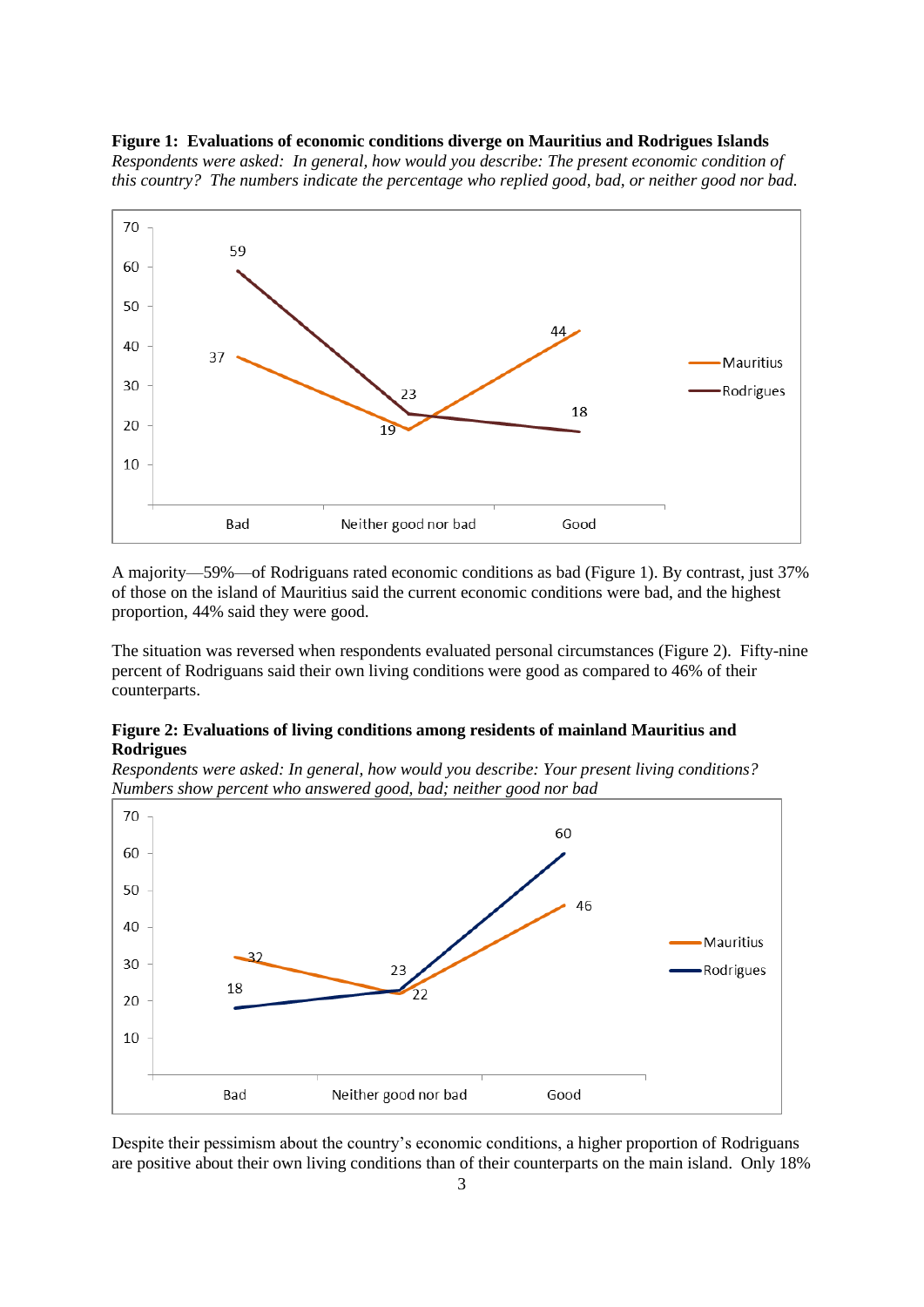**Figure 1: Evaluations of economic conditions diverge on Mauritius and Rodrigues Islands**

*Respondents were asked: In general, how would you describe: The present economic condition of this country? The numbers indicate the percentage who replied good, bad, or neither good nor bad.*

| | Bad | Neither good nor bad | Good |
|---|---|---|---|
| Mauritius | 37 | 19 | 44 |
| Rodrigues | 59 | 23 | 18 |

A majority—59%—of Rodriguans rated economic conditions as bad (Figure 1). By contrast, just 37% of those on the island of Mauritius said the current economic conditions were bad, and the highest proportion, 44% said they were good.

The situation was reversed when respondents evaluated personal circumstances (Figure 2). Fifty-nine percent of Rodriguans said their own living conditions were good as compared to 46% of their counterparts.

**Figure 2: Evaluations of living conditions among residents of mainland Mauritius and Rodrigues**

*Respondents were asked: In general, how would you describe: Your present living conditions? Numbers show percent who answered good, bad; neither good nor bad*

| | Bad | Neither good nor bad | Good |
|---|---|---|---|
| Mauritius | 32 | 22 | 46 |
| Rodrigues | 18 | 23 | 60 |

Despite their pessimism about the country's economic conditions, a higher proportion of Rodriguans are positive about their own living conditions than of their counterparts on the main island. Only 18%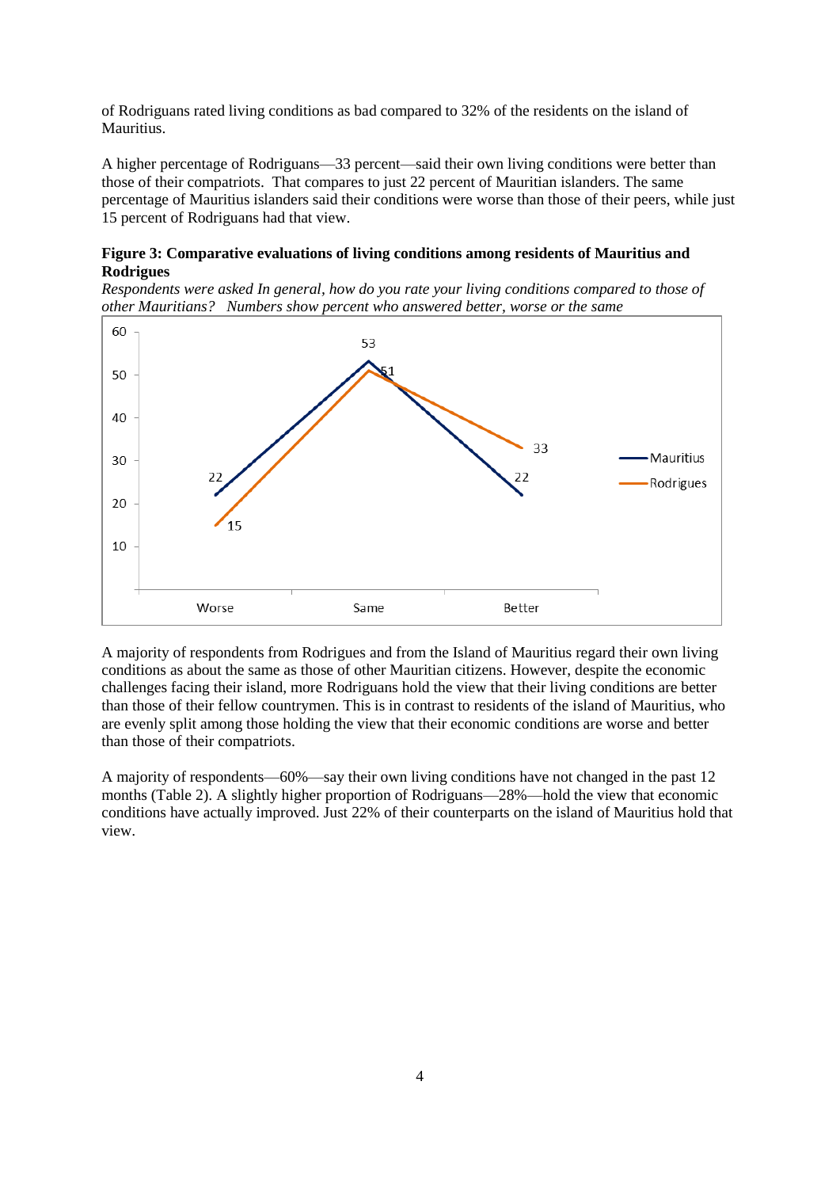of Rodriguans rated living conditions as bad compared to 32% of the residents on the island of Mauritius.

A higher percentage of Rodriguans—33 percent—said their own living conditions were better than those of their compatriots. That compares to just 22 percent of Mauritian islanders. The same percentage of Mauritius islanders said their conditions were worse than those of their peers, while just 15 percent of Rodriguans had that view.

**Figure 3: Comparative evaluations of living conditions among residents of Mauritius and Rodrigues**

*Respondents were asked In general, how do you rate your living conditions compared to those of other Mauritians? Numbers show percent who answered better, worse or the same*

| | Worse | Same | Better |
|---|---|---|---|
| Mauritius | 22 | 53 | 22 |
| Rodrigues | 15 | 51 | 33 |

A majority of respondents from Rodrigues and from the Island of Mauritius regard their own living conditions as about the same as those of other Mauritian citizens. However, despite the economic challenges facing their island, more Rodriguans hold the view that their living conditions are better than those of their fellow countrymen. This is in contrast to residents of the island of Mauritius, who are evenly split among those holding the view that their economic conditions are worse and better than those of their compatriots.

A majority of respondents—60%—say their own living conditions have not changed in the past 12 months (Table 2). A slightly higher proportion of Rodriguans—28%—hold the view that economic conditions have actually improved. Just 22% of their counterparts on the island of Mauritius hold that view.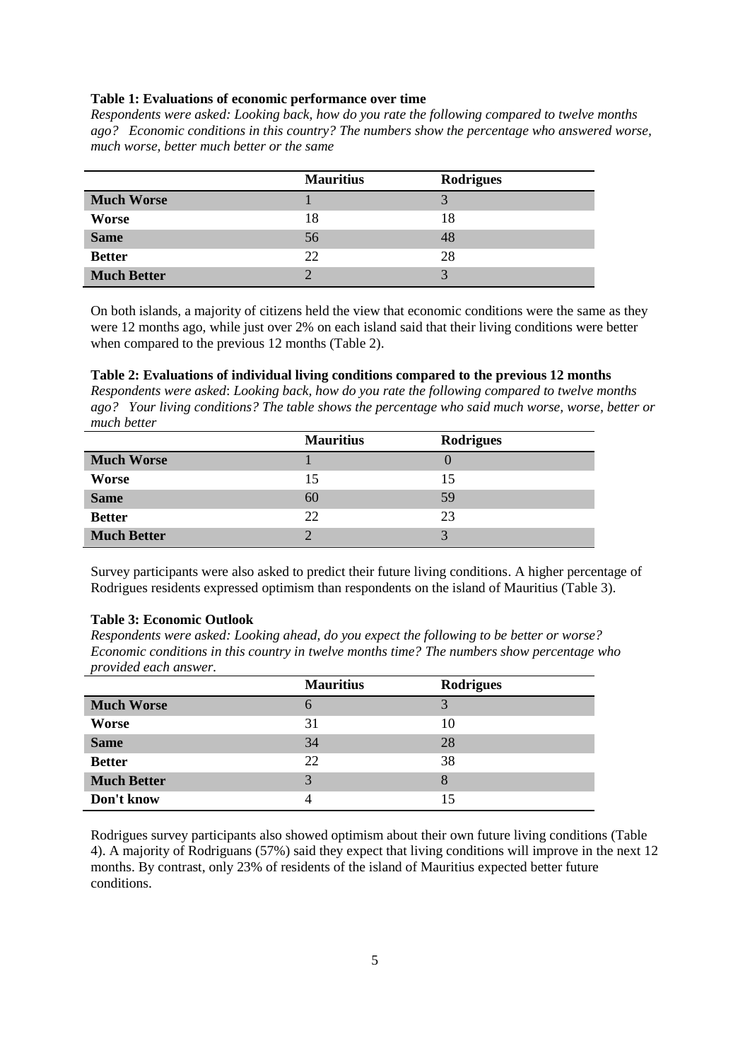**Table 1: Evaluations of economic performance over time**

*Respondents were asked: Looking back, how do you rate the following compared to twelve months ago? Economic conditions in this country? The numbers show the percentage who answered worse, much worse, better much better or the same*

| | Mauritius | Rodrigues |
|---|---|---|
| **Much Worse** | 1 | 3 |
| **Worse** | 18 | 18 |
| **Same** | 56 | 48 |
| **Better** | 22 | 28 |
| **Much Better** | 2 | 3 |

On both islands, a majority of citizens held the view that economic conditions were the same as they were 12 months ago, while just over 2% on each island said that their living conditions were better when compared to the previous 12 months (Table 2).

**Table 2: Evaluations of individual living conditions compared to the previous 12 months**

*Respondents were asked: Looking back, how do you rate the following compared to twelve months ago? Your living conditions? The table shows the percentage who said much worse, worse, better or much better*

| | Mauritius | Rodrigues |
|---|---|---|
| **Much Worse** | 1 | 0 |
| **Worse** | 15 | 15 |
| **Same** | 60 | 59 |
| **Better** | 22 | 23 |
| **Much Better** | 2 | 3 |

Survey participants were also asked to predict their future living conditions. A higher percentage of Rodrigues residents expressed optimism than respondents on the island of Mauritius (Table 3).

**Table 3: Economic Outlook**

*Respondents were asked: Looking ahead, do you expect the following to be better or worse? Economic conditions in this country in twelve months time? The numbers show percentage who provided each answer.*

| | Mauritius | Rodrigues |
|---|---|---|
| **Much Worse** | 6 | 3 |
| **Worse** | 31 | 10 |
| **Same** | 34 | 28 |
| **Better** | 22 | 38 |
| **Much Better** | 3 | 8 |
| **Don't know** | 4 | 15 |

Rodrigues survey participants also showed optimism about their own future living conditions (Table 4). A majority of Rodriguans (57%) said they expect that living conditions will improve in the next 12 months. By contrast, only 23% of residents of the island of Mauritius expected better future conditions.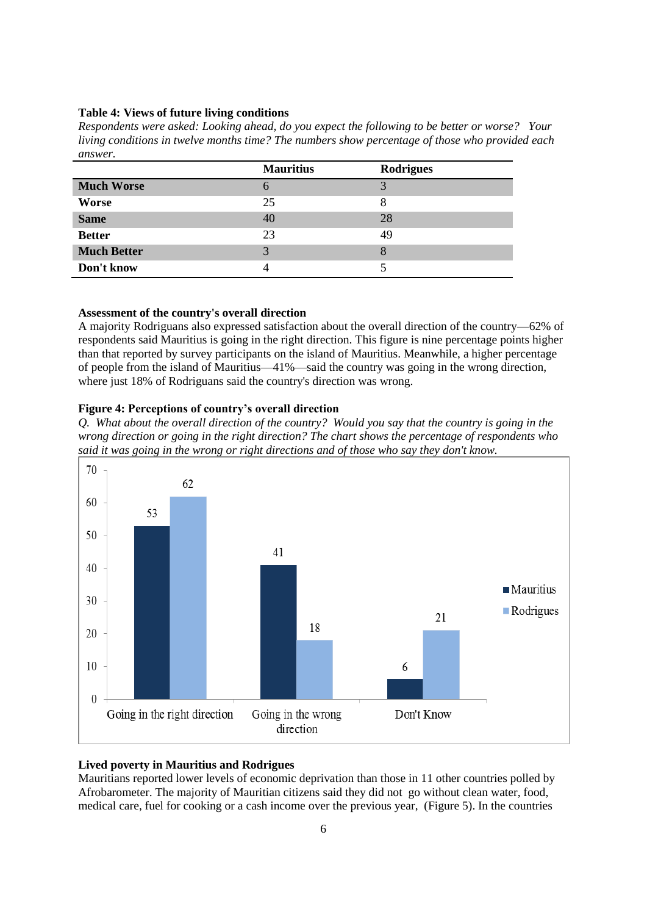**Table 4: Views of future living conditions**

*Respondents were asked: Looking ahead, do you expect the following to be better or worse? Your living conditions in twelve months time? The numbers show percentage of those who provided each answer.*

| | Mauritius | Rodrigues |
|---|---|---|
| **Much Worse** | 6 | 3 |
| **Worse** | 25 | 8 |
| **Same** | 40 | 28 |
| **Better** | 23 | 49 |
| **Much Better** | 3 | 8 |
| **Don't know** | 4 | 5 |

**Assessment of the country's overall direction**

A majority Rodriguans also expressed satisfaction about the overall direction of the country—62% of respondents said Mauritius is going in the right direction. This figure is nine percentage points higher than that reported by survey participants on the island of Mauritius. Meanwhile, a higher percentage of people from the island of Mauritius—41%—said the country was going in the wrong direction, where just 18% of Rodriguans said the country's direction was wrong.

**Figure 4: Perceptions of country's overall direction**

*Q. What about the overall direction of the country? Would you say that the country is going in the wrong direction or going in the right direction? The chart shows the percentage of respondents who said it was going in the wrong or right directions and of those who say they don't know.*

| | Mauritius | Rodrigues |
|---|---|---|
| Going in the right direction | 53 | 62 |
| Going in the wrong direction | 41 | 18 |
| Don't Know | 6 | 21 |

**Lived poverty in Mauritius and Rodrigues**

Mauritians reported lower levels of economic deprivation than those in 11 other countries polled by Afrobarometer. The majority of Mauritian citizens said they did not go without clean water, food, medical care, fuel for cooking or a cash income over the previous year, (Figure 5). In the countries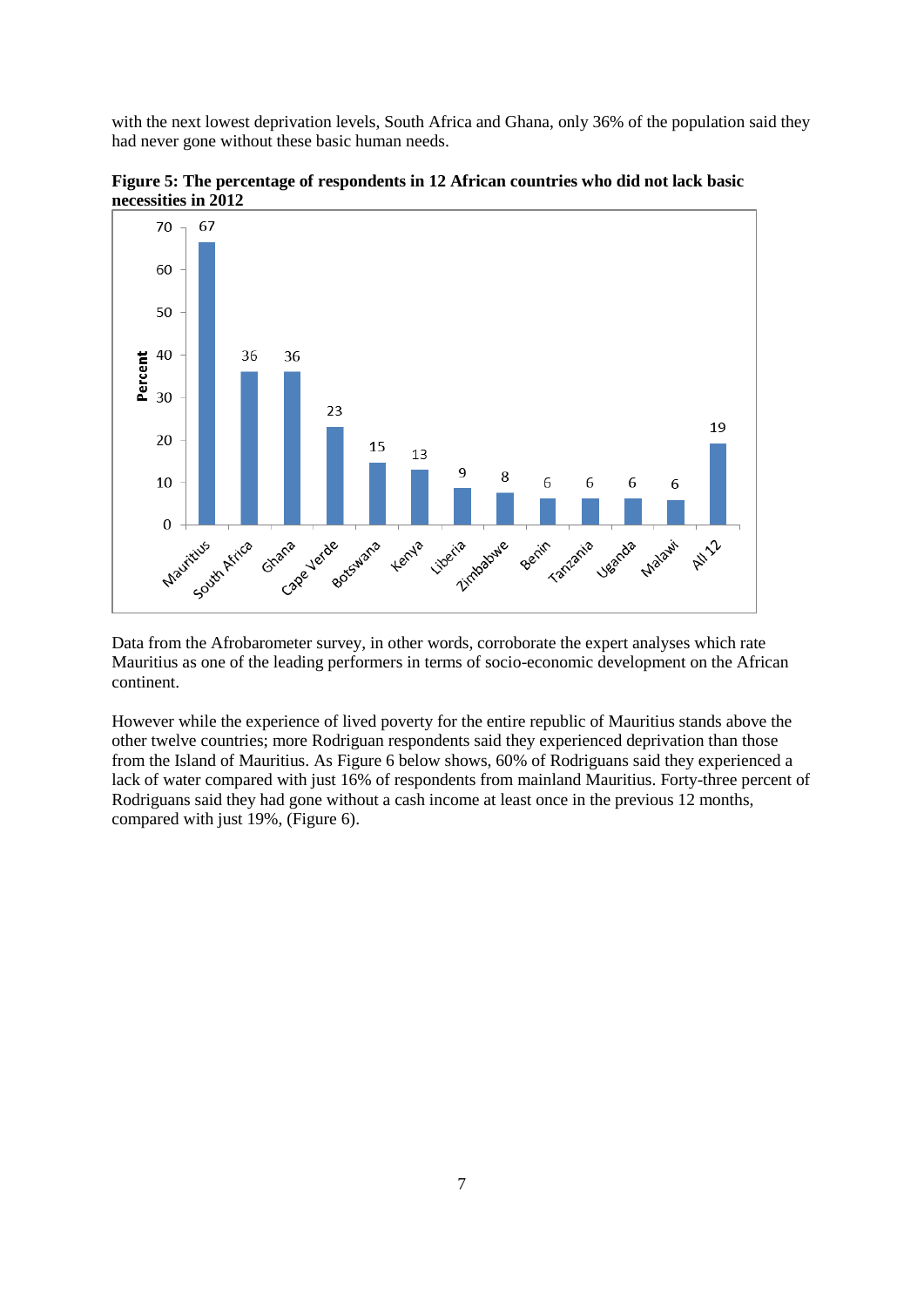with the next lowest deprivation levels, South Africa and Ghana, only 36% of the population said they had never gone without these basic human needs.

**Figure 5: The percentage of respondents in 12 African countries who did not lack basic necessities in 2012**

Data from the Afrobarometer survey, in other words, corroborate the expert analyses which rate Mauritius as one of the leading performers in terms of socio-economic development on the African continent.

However while the experience of lived poverty for the entire republic of Mauritius stands above the other twelve countries; more Rodriguan respondents said they experienced deprivation than those from the Island of Mauritius. As Figure 6 below shows, 60% of Rodriguans said they experienced a lack of water compared with just 16% of respondents from mainland Mauritius. Forty-three percent of Rodriguans said they had gone without a cash income at least once in the previous 12 months, compared with just 19%, (Figure 6).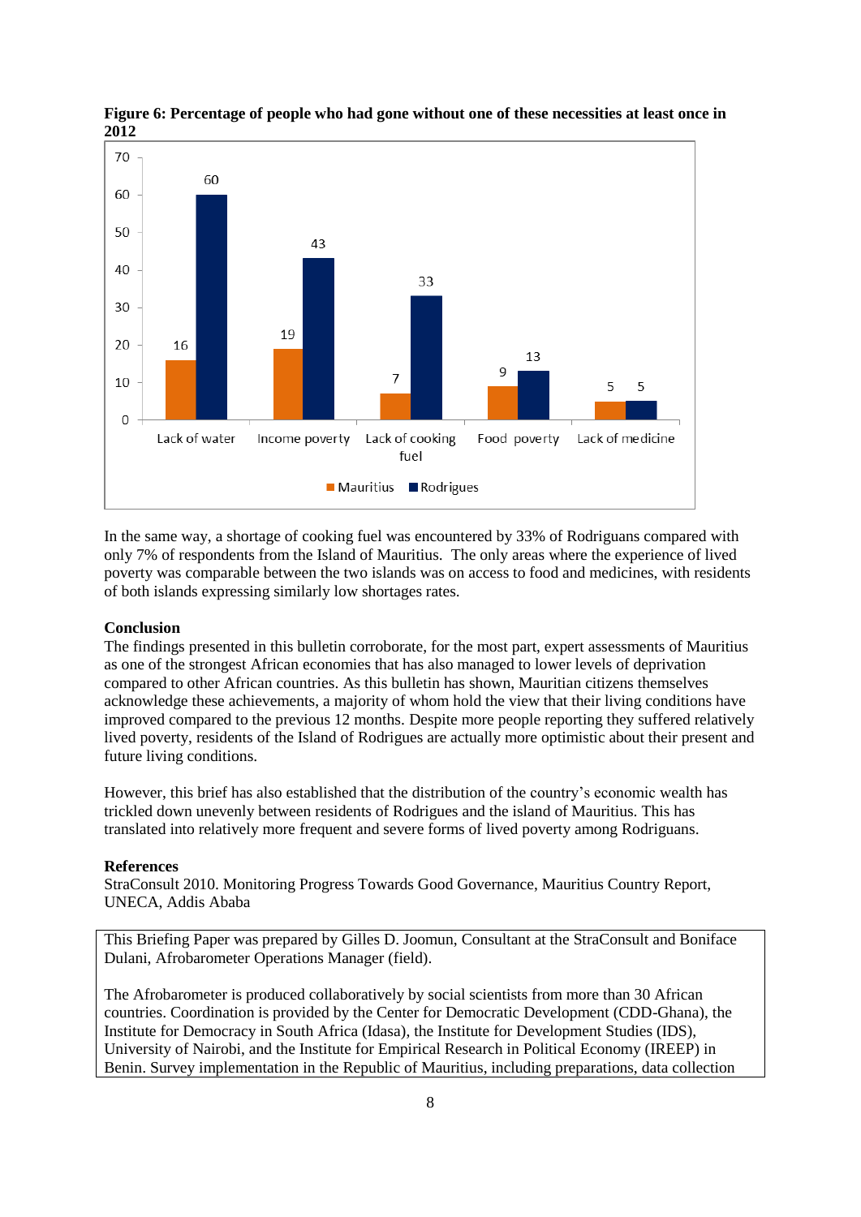**Figure 6: Percentage of people who had gone without one of these necessities at least once in 2012**

| | Mauritius | Rodrigues |
|---|---|---|
| Lack of water | 16 | 60 |
| Income poverty | 19 | 43 |
| Lack of cooking fuel | 7 | 33 |
| Food poverty | 9 | 13 |
| Lack of medicine | 5 | 5 |

In the same way, a shortage of cooking fuel was encountered by 33% of Rodriguans compared with only 7% of respondents from the Island of Mauritius. The only areas where the experience of lived poverty was comparable between the two islands was on access to food and medicines, with residents of both islands expressing similarly low shortages rates.

**Conclusion**

The findings presented in this bulletin corroborate, for the most part, expert assessments of Mauritius as one of the strongest African economies that has also managed to lower levels of deprivation compared to other African countries. As this bulletin has shown, Mauritian citizens themselves acknowledge these achievements, a majority of whom hold the view that their living conditions have improved compared to the previous 12 months. Despite more people reporting they suffered relatively lived poverty, residents of the Island of Rodrigues are actually more optimistic about their present and future living conditions.

However, this brief has also established that the distribution of the country's economic wealth has trickled down unevenly between residents of Rodrigues and the island of Mauritius. This has translated into relatively more frequent and severe forms of lived poverty among Rodriguans.

**References**

StraConsult 2010. Monitoring Progress Towards Good Governance, Mauritius Country Report, UNECA, Addis Ababa

This Briefing Paper was prepared by Gilles D. Joomun, Consultant at the StraConsult and Boniface Dulani, Afrobarometer Operations Manager (field).

The Afrobarometer is produced collaboratively by social scientists from more than 30 African countries. Coordination is provided by the Center for Democratic Development (CDD-Ghana), the Institute for Democracy in South Africa (Idasa), the Institute for Development Studies (IDS), University of Nairobi, and the Institute for Empirical Research in Political Economy (IREEP) in Benin. Survey implementation in the Republic of Mauritius, including preparations, data collection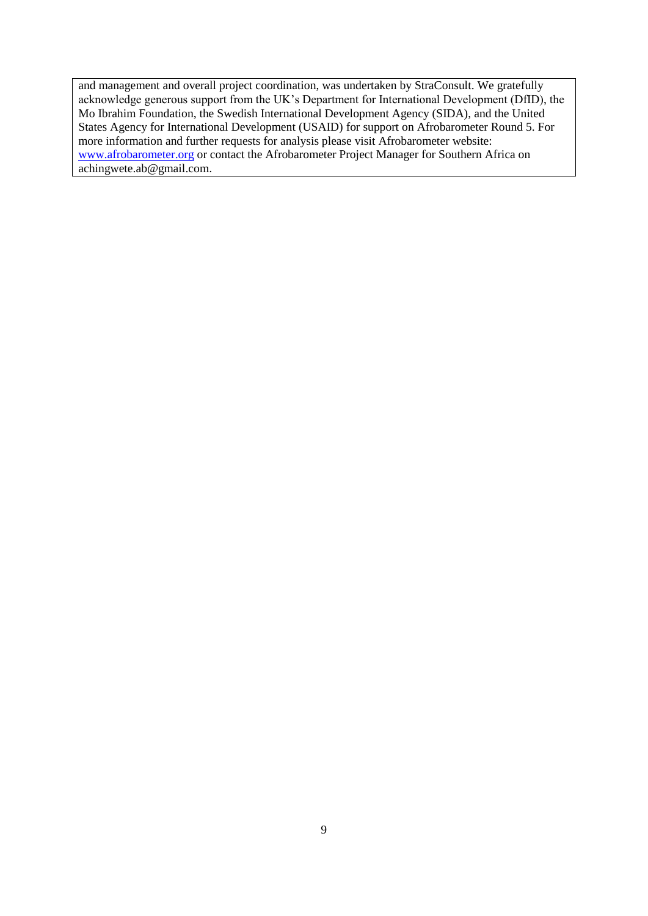and management and overall project coordination, was undertaken by StraConsult. We gratefully acknowledge generous support from the UK's Department for International Development (DfID), the Mo Ibrahim Foundation, the Swedish International Development Agency (SIDA), and the United States Agency for International Development (USAID) for support on Afrobarometer Round 5. For more information and further requests for analysis please visit Afrobarometer website: [www.afrobarometer.org](http://www.afrobarometer.org) or contact the Afrobarometer Project Manager for Southern Africa on achingwete.ab@gmail.com.